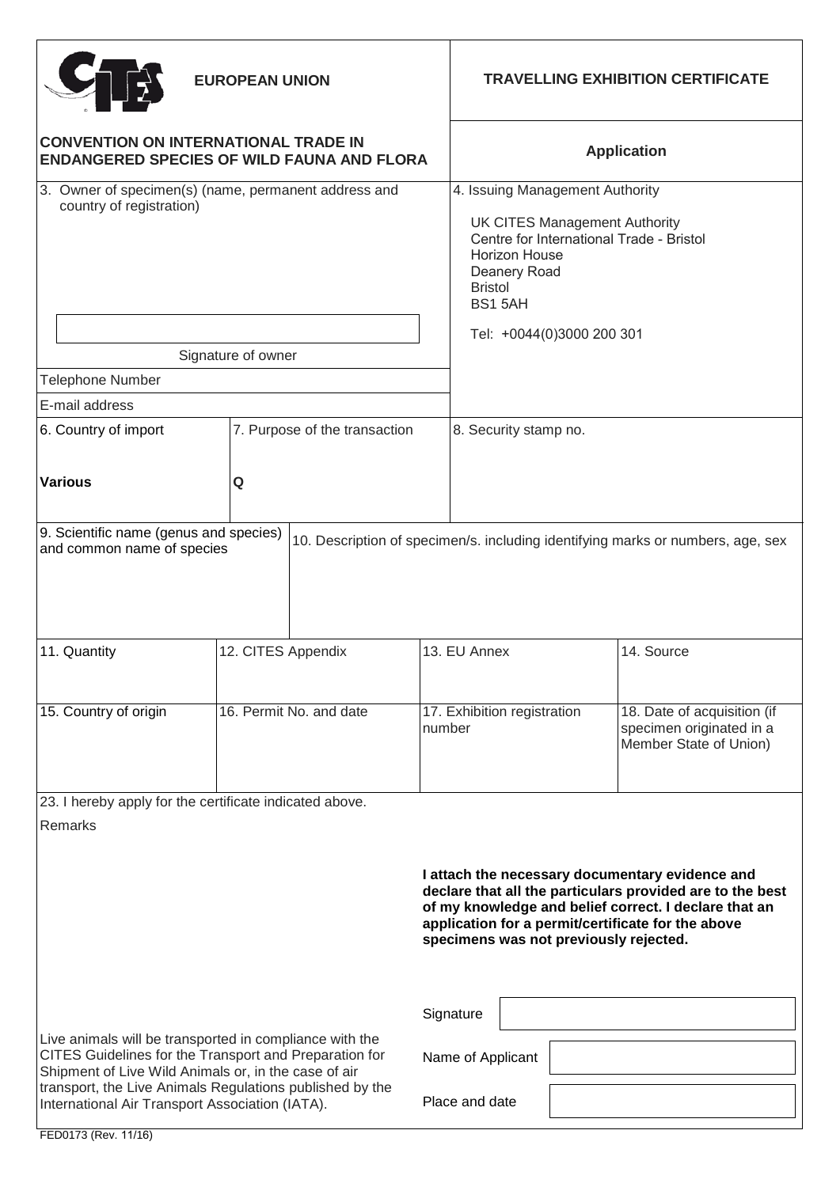**EUROPEAN UNION**

**TRAVELLING EXHIBITION CERTIFICATE**

**CONVENTION ON INTERNATIONAL TRADE IN ENDANGERED SPECIES OF WILD FAUNA AND FLORA**

**Application**

| 3. Owner of specimen(s) (name, permanent address and country of registration) | 4. Issuing Management Authority |
| --- | --- |
| Signature of owner | UK CITES Management Authority<br>Centre for International Trade - Bristol<br>Horizon House<br>Deanery Road<br>Bristol<br>BS1 5AH<br><br>Tel: +0044(0)3000 200 301 |
| Telephone Number | |
| E-mail address | |

| 6. Country of import | 7. Purpose of the transaction | 8. Security stamp no. |
| --- | --- | --- |
| **Various** | **Q** | |

| 9. Scientific name (genus and species) and common name of species | 10. Description of specimen/s. including identifying marks or numbers, age, sex |
| --- | --- |
| | |

| 11. Quantity | 12. CITES Appendix | 13. EU Annex | 14. Source |
| --- | --- | --- | --- |
| | | | |
| **15. Country of origin** | **16. Permit No. and date** | **17. Exhibition registration number** | **18. Date of acquisition (if specimen originated in a Member State of Union)** |
| | | | |

23. I hereby apply for the certificate indicated above.

Remarks

**I attach the necessary documentary evidence and declare that all the particulars provided are to the best of my knowledge and belief correct. I declare that an application for a permit/certificate for the above specimens was not previously rejected.**

Signature

Name of Applicant

Place and date

Live animals will be transported in compliance with the CITES Guidelines for the Transport and Preparation for Shipment of Live Wild Animals or, in the case of air transport, the Live Animals Regulations published by the International Air Transport Association (IATA).

FED0173 (Rev. 11/16)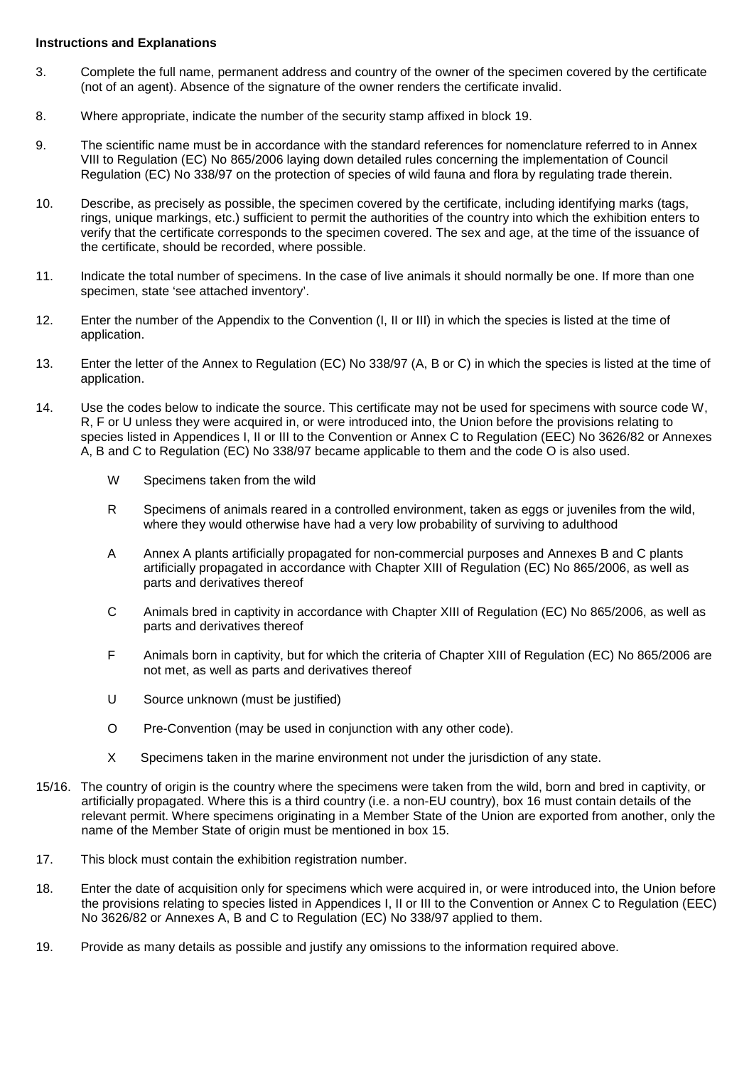**Instructions and Explanations**

3. Complete the full name, permanent address and country of the owner of the specimen covered by the certificate (not of an agent). Absence of the signature of the owner renders the certificate invalid.

8. Where appropriate, indicate the number of the security stamp affixed in block 19.

9. The scientific name must be in accordance with the standard references for nomenclature referred to in Annex VIII to Regulation (EC) No 865/2006 laying down detailed rules concerning the implementation of Council Regulation (EC) No 338/97 on the protection of species of wild fauna and flora by regulating trade therein.

10. Describe, as precisely as possible, the specimen covered by the certificate, including identifying marks (tags, rings, unique markings, etc.) sufficient to permit the authorities of the country into which the exhibition enters to verify that the certificate corresponds to the specimen covered. The sex and age, at the time of the issuance of the certificate, should be recorded, where possible.

11. Indicate the total number of specimens. In the case of live animals it should normally be one. If more than one specimen, state 'see attached inventory'.

12. Enter the number of the Appendix to the Convention (I, II or III) in which the species is listed at the time of application.

13. Enter the letter of the Annex to Regulation (EC) No 338/97 (A, B or C) in which the species is listed at the time of application.

14. Use the codes below to indicate the source. This certificate may not be used for specimens with source code W, R, F or U unless they were acquired in, or were introduced into, the Union before the provisions relating to species listed in Appendices I, II or III to the Convention or Annex C to Regulation (EEC) No 3626/82 or Annexes A, B and C to Regulation (EC) No 338/97 became applicable to them and the code O is also used.

    - W  Specimens taken from the wild
    - R  Specimens of animals reared in a controlled environment, taken as eggs or juveniles from the wild, where they would otherwise have had a very low probability of surviving to adulthood
    - A  Annex A plants artificially propagated for non-commercial purposes and Annexes B and C plants artificially propagated in accordance with Chapter XIII of Regulation (EC) No 865/2006, as well as parts and derivatives thereof
    - C  Animals bred in captivity in accordance with Chapter XIII of Regulation (EC) No 865/2006, as well as parts and derivatives thereof
    - F  Animals born in captivity, but for which the criteria of Chapter XIII of Regulation (EC) No 865/2006 are not met, as well as parts and derivatives thereof
    - U  Source unknown (must be justified)
    - O  Pre-Convention (may be used in conjunction with any other code).
    - X  Specimens taken in the marine environment not under the jurisdiction of any state.

15/16. The country of origin is the country where the specimens were taken from the wild, born and bred in captivity, or artificially propagated. Where this is a third country (i.e. a non-EU country), box 16 must contain details of the relevant permit. Where specimens originating in a Member State of the Union are exported from another, only the name of the Member State of origin must be mentioned in box 15.

17. This block must contain the exhibition registration number.

18. Enter the date of acquisition only for specimens which were acquired in, or were introduced into, the Union before the provisions relating to species listed in Appendices I, II or III to the Convention or Annex C to Regulation (EEC) No 3626/82 or Annexes A, B and C to Regulation (EC) No 338/97 applied to them.

19. Provide as many details as possible and justify any omissions to the information required above.